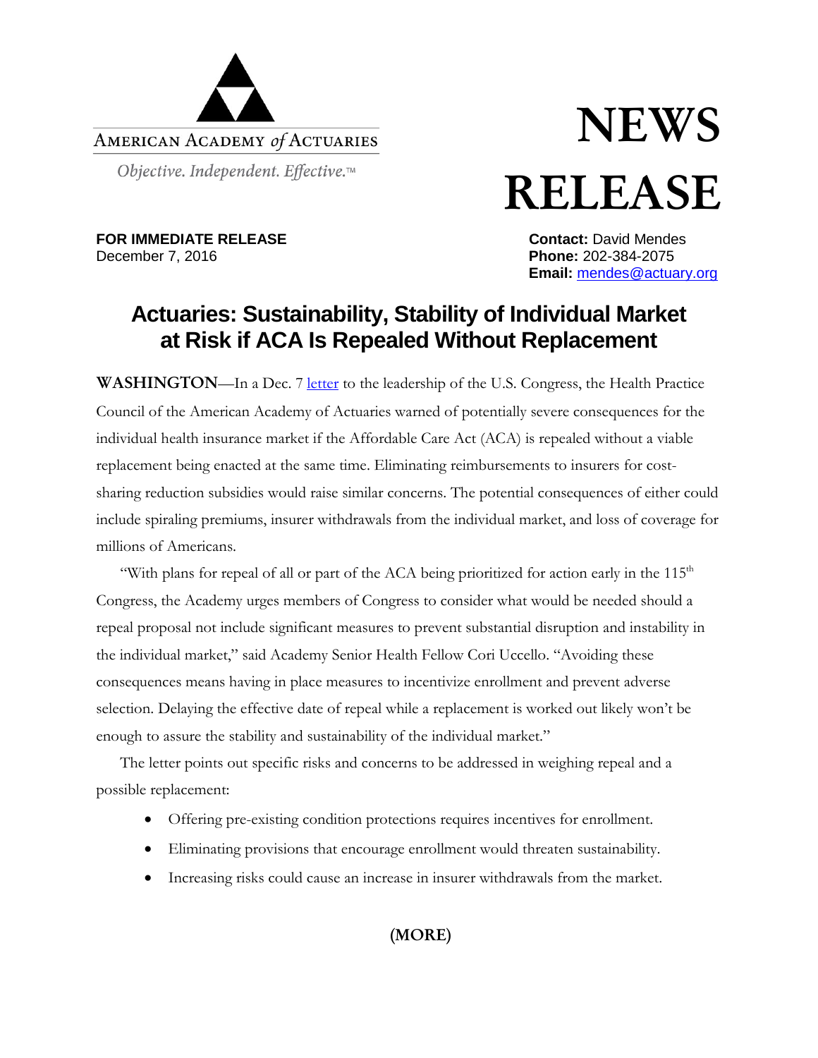AMERICAN ACADEMY *of* ACTUARIES

*Objective. Independent. Effective.™*

# NEWS RELEASE

**FOR IMMEDIATE RELEASE**
December 7, 2016

**Contact:** David Mendes
**Phone:** 202-384-2075
**Email:** mendes@actuary.org

## Actuaries: Sustainability, Stability of Individual Market at Risk if ACA Is Repealed Without Replacement

**WASHINGTON**—In a Dec. 7 letter to the leadership of the U.S. Congress, the Health Practice Council of the American Academy of Actuaries warned of potentially severe consequences for the individual health insurance market if the Affordable Care Act (ACA) is repealed without a viable replacement being enacted at the same time. Eliminating reimbursements to insurers for cost-sharing reduction subsidies would raise similar concerns. The potential consequences of either could include spiraling premiums, insurer withdrawals from the individual market, and loss of coverage for millions of Americans.

"With plans for repeal of all or part of the ACA being prioritized for action early in the 115th Congress, the Academy urges members of Congress to consider what would be needed should a repeal proposal not include significant measures to prevent substantial disruption and instability in the individual market," said Academy Senior Health Fellow Cori Uccello. "Avoiding these consequences means having in place measures to incentivize enrollment and prevent adverse selection. Delaying the effective date of repeal while a replacement is worked out likely won't be enough to assure the stability and sustainability of the individual market."

The letter points out specific risks and concerns to be addressed in weighing repeal and a possible replacement:

- Offering pre-existing condition protections requires incentives for enrollment.
- Eliminating provisions that encourage enrollment would threaten sustainability.
- Increasing risks could cause an increase in insurer withdrawals from the market.

**(MORE)**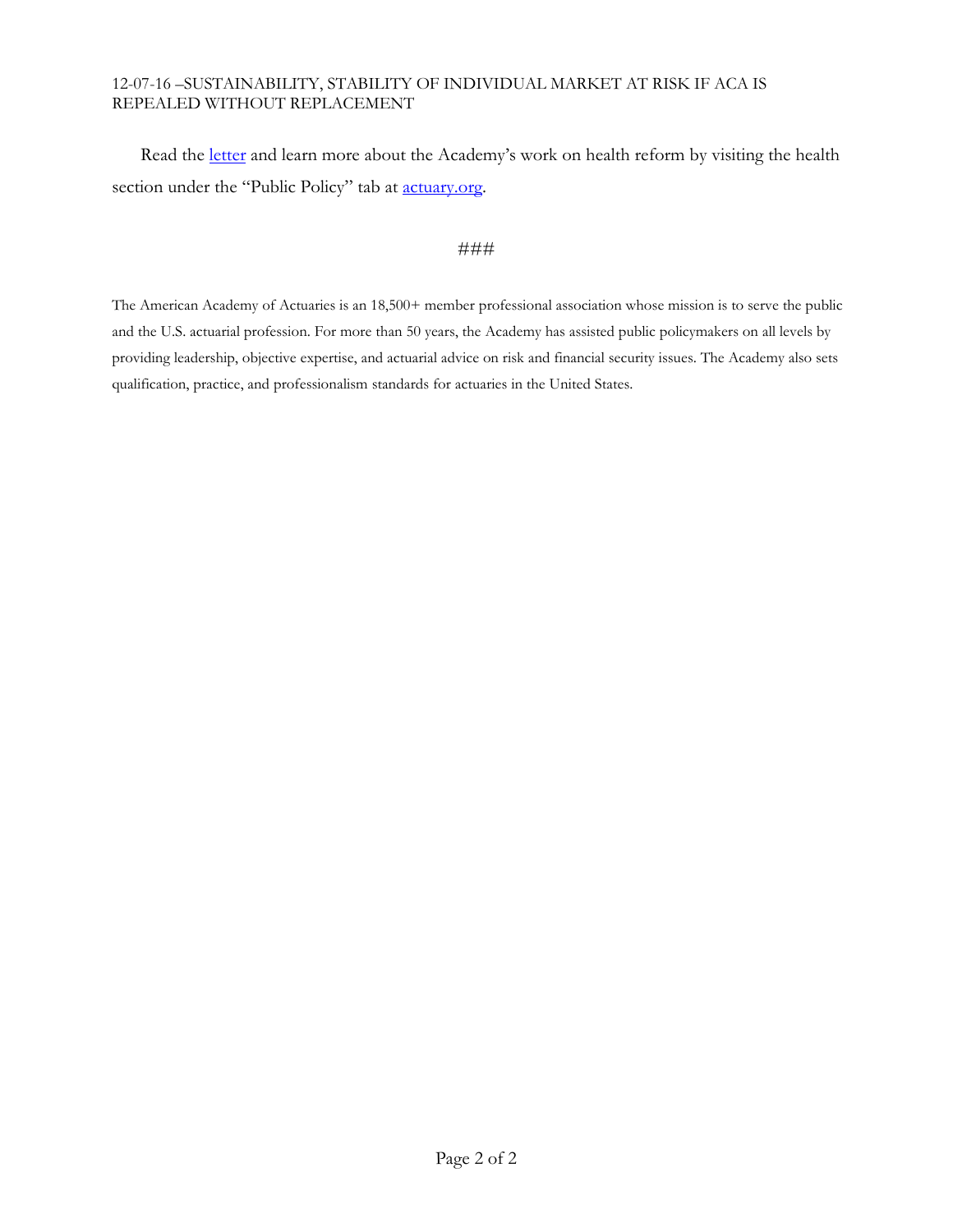Read the letter and learn more about the Academy's work on health reform by visiting the health section under the "Public Policy" tab at actuary.org.

###

The American Academy of Actuaries is an 18,500+ member professional association whose mission is to serve the public and the U.S. actuarial profession. For more than 50 years, the Academy has assisted public policymakers on all levels by providing leadership, objective expertise, and actuarial advice on risk and financial security issues. The Academy also sets qualification, practice, and professionalism standards for actuaries in the United States.